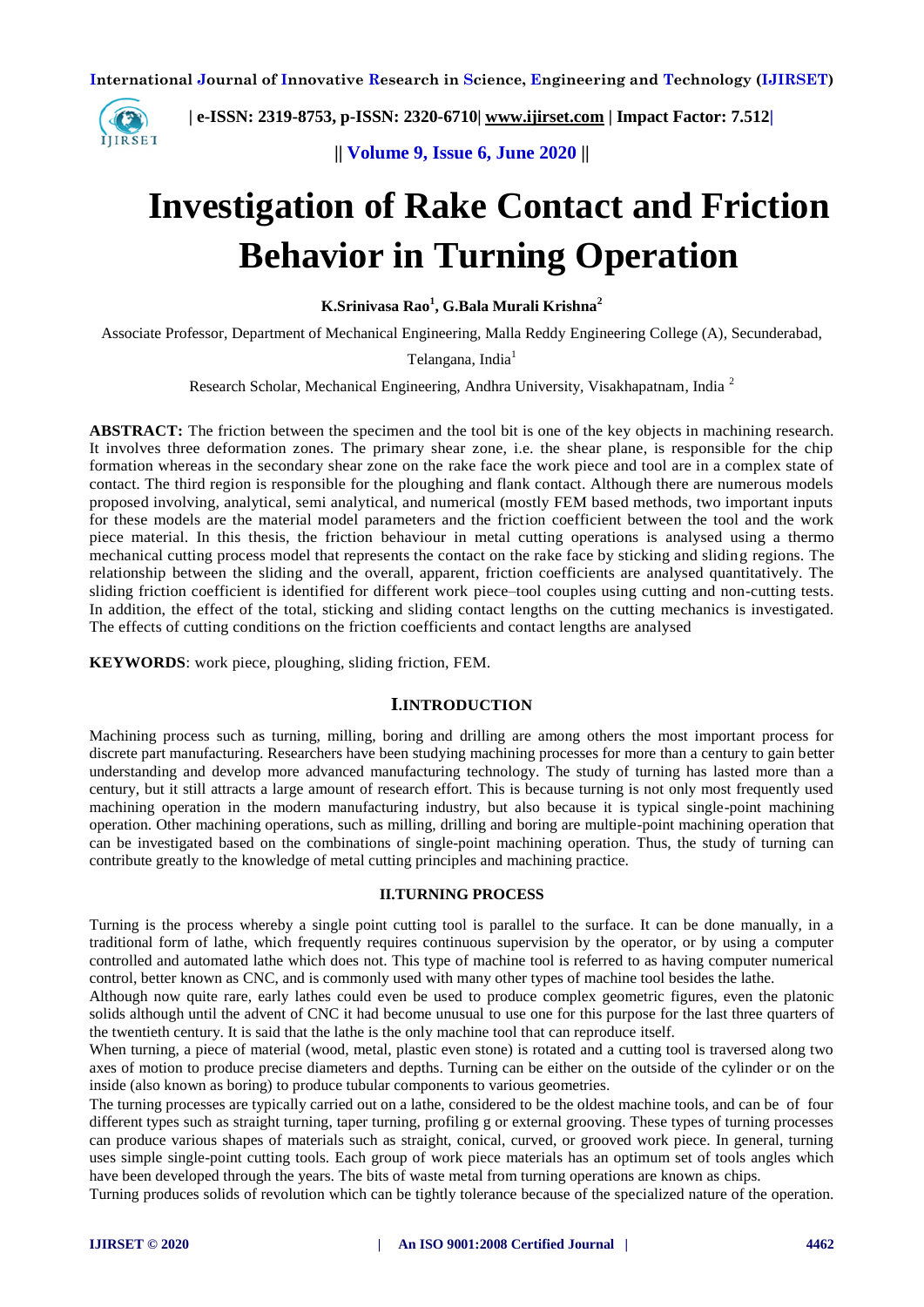# Investigation of Rake Contact and Friction Behavior in Turning Operation

**K.Srinivasa Rao[1], G.Bala Murali Krishna[2]**

Associate Professor, Department of Mechanical Engineering, Malla Reddy Engineering College (A), Secunderabad, Telangana, India[1]

Research Scholar, Mechanical Engineering, Andhra University, Visakhapatnam, India [2]

**ABSTRACT:** The friction between the specimen and the tool bit is one of the key objects in machining research. It involves three deformation zones. The primary shear zone, i.e. the shear plane, is responsible for the chip formation whereas in the secondary shear zone on the rake face the work piece and tool are in a complex state of contact. The third region is responsible for the ploughing and flank contact. Although there are numerous models proposed involving, analytical, semi analytical, and numerical (mostly FEM based methods, two important inputs for these models are the material model parameters and the friction coefficient between the tool and the work piece material. In this thesis, the friction behaviour in metal cutting operations is analysed using a thermo mechanical cutting process model that represents the contact on the rake face by sticking and sliding regions. The relationship between the sliding and the overall, apparent, friction coefficients are analysed quantitatively. The sliding friction coefficient is identified for different work piece–tool couples using cutting and non-cutting tests. In addition, the effect of the total, sticking and sliding contact lengths on the cutting mechanics is investigated. The effects of cutting conditions on the friction coefficients and contact lengths are analysed

**KEYWORDS**: work piece, ploughing, sliding friction, FEM.

## I.INTRODUCTION

Machining process such as turning, milling, boring and drilling are among others the most important process for discrete part manufacturing. Researchers have been studying machining processes for more than a century to gain better understanding and develop more advanced manufacturing technology. The study of turning has lasted more than a century, but it still attracts a large amount of research effort. This is because turning is not only most frequently used machining operation in the modern manufacturing industry, but also because it is typical single-point machining operation. Other machining operations, such as milling, drilling and boring are multiple-point machining operation that can be investigated based on the combinations of single-point machining operation. Thus, the study of turning can contribute greatly to the knowledge of metal cutting principles and machining practice.

## II.TURNING PROCESS

Turning is the process whereby a single point cutting tool is parallel to the surface. It can be done manually, in a traditional form of lathe, which frequently requires continuous supervision by the operator, or by using a computer controlled and automated lathe which does not. This type of machine tool is referred to as having computer numerical control, better known as CNC, and is commonly used with many other types of machine tool besides the lathe.

Although now quite rare, early lathes could even be used to produce complex geometric figures, even the platonic solids although until the advent of CNC it had become unusual to use one for this purpose for the last three quarters of the twentieth century. It is said that the lathe is the only machine tool that can reproduce itself.

When turning, a piece of material (wood, metal, plastic even stone) is rotated and a cutting tool is traversed along two axes of motion to produce precise diameters and depths. Turning can be either on the outside of the cylinder or on the inside (also known as boring) to produce tubular components to various geometries.

The turning processes are typically carried out on a lathe, considered to be the oldest machine tools, and can be of four different types such as straight turning, taper turning, profiling g or external grooving. These types of turning processes can produce various shapes of materials such as straight, conical, curved, or grooved work piece. In general, turning uses simple single-point cutting tools. Each group of work piece materials has an optimum set of tools angles which have been developed through the years. The bits of waste metal from turning operations are known as chips.

Turning produces solids of revolution which can be tightly tolerance because of the specialized nature of the operation.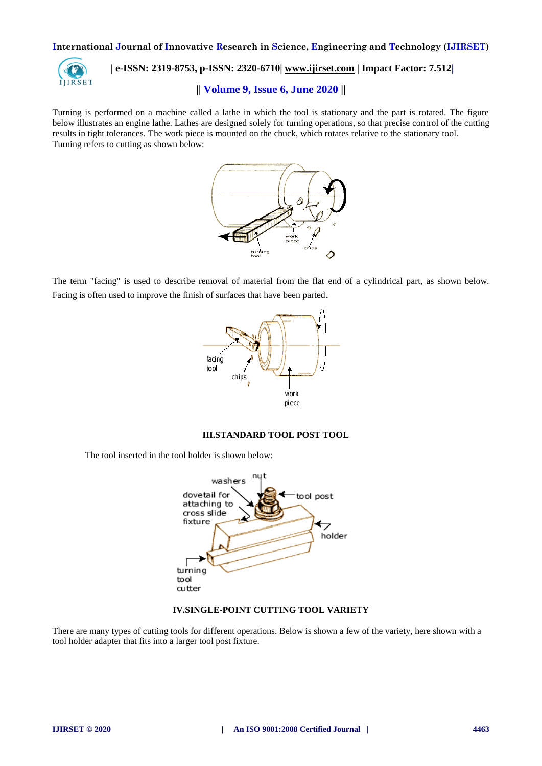Turning is performed on a machine called a lathe in which the tool is stationary and the part is rotated. The figure below illustrates an engine lathe. Lathes are designed solely for turning operations, so that precise control of the cutting results in tight tolerances. The work piece is mounted on the chuck, which rotates relative to the stationary tool. Turning refers to cutting as shown below:

The term "facing" is used to describe removal of material from the flat end of a cylindrical part, as shown below. Facing is often used to improve the finish of surfaces that have been parted.

## III.STANDARD TOOL POST TOOL

The tool inserted in the tool holder is shown below:

## IV.SINGLE-POINT CUTTING TOOL VARIETY

There are many types of cutting tools for different operations. Below is shown a few of the variety, here shown with a tool holder adapter that fits into a larger tool post fixture.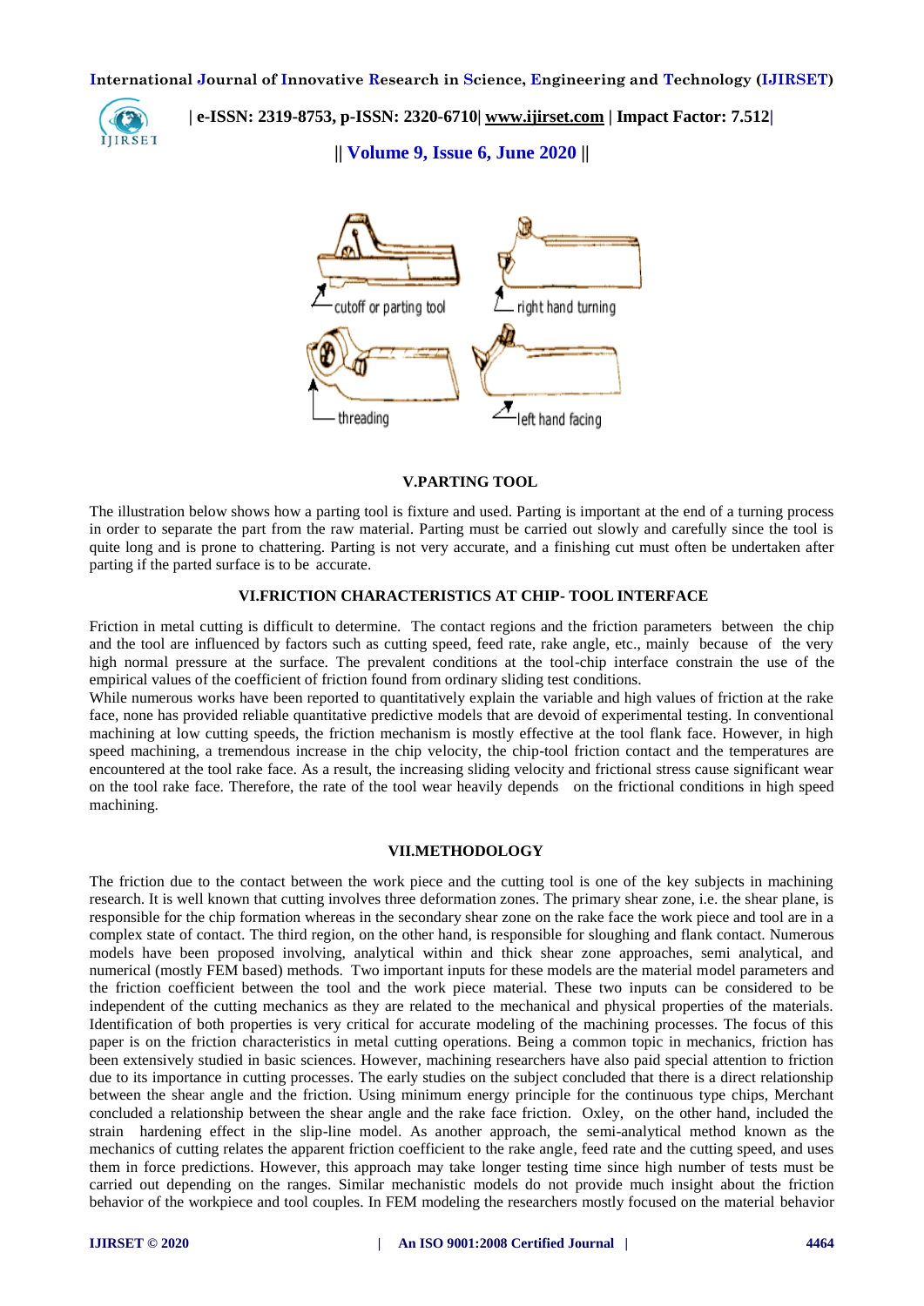cutoff or parting tool

right hand turning

threading

left hand facing

## V.PARTING TOOL

The illustration below shows how a parting tool is fixture and used. Parting is important at the end of a turning process in order to separate the part from the raw material. Parting must be carried out slowly and carefully since the tool is quite long and is prone to chattering. Parting is not very accurate, and a finishing cut must often be undertaken after parting if the parted surface is to be accurate.

## VI.FRICTION CHARACTERISTICS AT CHIP- TOOL INTERFACE

Friction in metal cutting is difficult to determine. The contact regions and the friction parameters between the chip and the tool are influenced by factors such as cutting speed, feed rate, rake angle, etc., mainly because of the very high normal pressure at the surface. The prevalent conditions at the tool-chip interface constrain the use of the empirical values of the coefficient of friction found from ordinary sliding test conditions.

While numerous works have been reported to quantitatively explain the variable and high values of friction at the rake face, none has provided reliable quantitative predictive models that are devoid of experimental testing. In conventional machining at low cutting speeds, the friction mechanism is mostly effective at the tool flank face. However, in high speed machining, a tremendous increase in the chip velocity, the chip-tool friction contact and the temperatures are encountered at the tool rake face. As a result, the increasing sliding velocity and frictional stress cause significant wear on the tool rake face. Therefore, the rate of the tool wear heavily depends on the frictional conditions in high speed machining.

## VII.METHODOLOGY

The friction due to the contact between the work piece and the cutting tool is one of the key subjects in machining research. It is well known that cutting involves three deformation zones. The primary shear zone, i.e. the shear plane, is responsible for the chip formation whereas in the secondary shear zone on the rake face the work piece and tool are in a complex state of contact. The third region, on the other hand, is responsible for sloughing and flank contact. Numerous models have been proposed involving, analytical within and thick shear zone approaches, semi analytical, and numerical (mostly FEM based) methods. Two important inputs for these models are the material model parameters and the friction coefficient between the tool and the work piece material. These two inputs can be considered to be independent of the cutting mechanics as they are related to the mechanical and physical properties of the materials. Identification of both properties is very critical for accurate modeling of the machining processes. The focus of this paper is on the friction characteristics in metal cutting operations. Being a common topic in mechanics, friction has been extensively studied in basic sciences. However, machining researchers have also paid special attention to friction due to its importance in cutting processes. The early studies on the subject concluded that there is a direct relationship between the shear angle and the friction. Using minimum energy principle for the continuous type chips, Merchant concluded a relationship between the shear angle and the rake face friction. Oxley, on the other hand, included the strain hardening effect in the slip-line model. As another approach, the semi-analytical method known as the mechanics of cutting relates the apparent friction coefficient to the rake angle, feed rate and the cutting speed, and uses them in force predictions. However, this approach may take longer testing time since high number of tests must be carried out depending on the ranges. Similar mechanistic models do not provide much insight about the friction behavior of the workpiece and tool couples. In FEM modeling the researchers mostly focused on the material behavior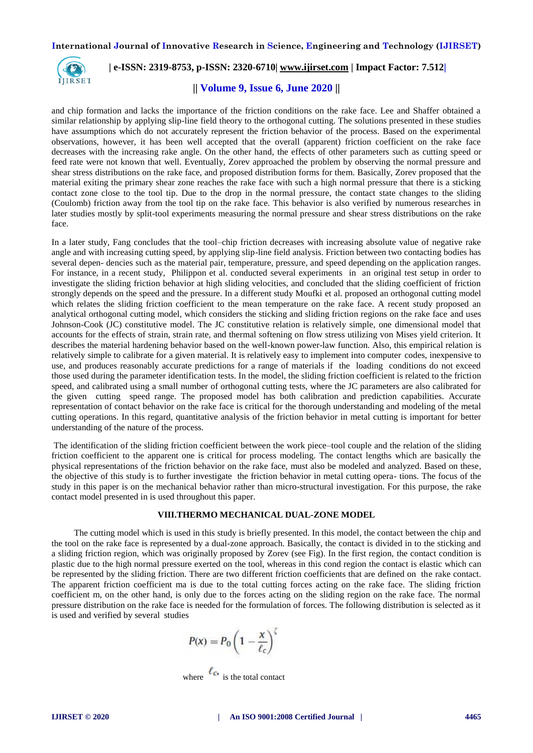and chip formation and lacks the importance of the friction conditions on the rake face. Lee and Shaffer obtained a similar relationship by applying slip-line field theory to the orthogonal cutting. The solutions presented in these studies have assumptions which do not accurately represent the friction behavior of the process. Based on the experimental observations, however, it has been well accepted that the overall (apparent) friction coefficient on the rake face decreases with the increasing rake angle. On the other hand, the effects of other parameters such as cutting speed or feed rate were not known that well. Eventually, Zorev approached the problem by observing the normal pressure and shear stress distributions on the rake face, and proposed distribution forms for them. Basically, Zorev proposed that the material exiting the primary shear zone reaches the rake face with such a high normal pressure that there is a sticking contact zone close to the tool tip. Due to the drop in the normal pressure, the contact state changes to the sliding (Coulomb) friction away from the tool tip on the rake face. This behavior is also verified by numerous researches in later studies mostly by split-tool experiments measuring the normal pressure and shear stress distributions on the rake face.

In a later study, Fang concludes that the tool–chip friction decreases with increasing absolute value of negative rake angle and with increasing cutting speed, by applying slip-line field analysis. Friction between two contacting bodies has several depen- dencies such as the material pair, temperature, pressure, and speed depending on the application ranges. For instance, in a recent study, Philippon et al. conducted several experiments in an original test setup in order to investigate the sliding friction behavior at high sliding velocities, and concluded that the sliding coefficient of friction strongly depends on the speed and the pressure. In a different study Moufki et al. proposed an orthogonal cutting model which relates the sliding friction coefficient to the mean temperature on the rake face. A recent study proposed an analytical orthogonal cutting model, which considers the sticking and sliding friction regions on the rake face and uses Johnson-Cook (JC) constitutive model. The JC constitutive relation is relatively simple, one dimensional model that accounts for the effects of strain, strain rate, and thermal softening on flow stress utilizing von Mises yield criterion. It describes the material hardening behavior based on the well-known power-law function. Also, this empirical relation is relatively simple to calibrate for a given material. It is relatively easy to implement into computer codes, inexpensive to use, and produces reasonably accurate predictions for a range of materials if the loading conditions do not exceed those used during the parameter identification tests. In the model, the sliding friction coefficient is related to the friction speed, and calibrated using a small number of orthogonal cutting tests, where the JC parameters are also calibrated for the given cutting speed range. The proposed model has both calibration and prediction capabilities. Accurate representation of contact behavior on the rake face is critical for the thorough understanding and modeling of the metal cutting operations. In this regard, quantitative analysis of the friction behavior in metal cutting is important for better understanding of the nature of the process.

The identification of the sliding friction coefficient between the work piece–tool couple and the relation of the sliding friction coefficient to the apparent one is critical for process modeling. The contact lengths which are basically the physical representations of the friction behavior on the rake face, must also be modeled and analyzed. Based on these, the objective of this study is to further investigate the friction behavior in metal cutting opera- tions. The focus of the study in this paper is on the mechanical behavior rather than micro-structural investigation. For this purpose, the rake contact model presented in is used throughout this paper.

## VIII. THERMO MECHANICAL DUAL-ZONE MODEL

The cutting model which is used in this study is briefly presented. In this model, the contact between the chip and the tool on the rake face is represented by a dual-zone approach. Basically, the contact is divided in to the sticking and a sliding friction region, which was originally proposed by Zorev (see Fig). In the first region, the contact condition is plastic due to the high normal pressure exerted on the tool, whereas in this cond region the contact is elastic which can be represented by the sliding friction. There are two different friction coefficients that are defined on the rake contact. The apparent friction coefficient ma is due to the total cutting forces acting on the rake face. The sliding friction coefficient m, on the other hand, is only due to the forces acting on the sliding region on the rake face. The normal pressure distribution on the rake face is needed for the formulation of forces. The following distribution is selected as it is used and verified by several studies

$$P(x) = P_0\left(1 - \frac{x}{\ell_c}\right)^{\zeta}$$

where $\ell_c$, is the total contact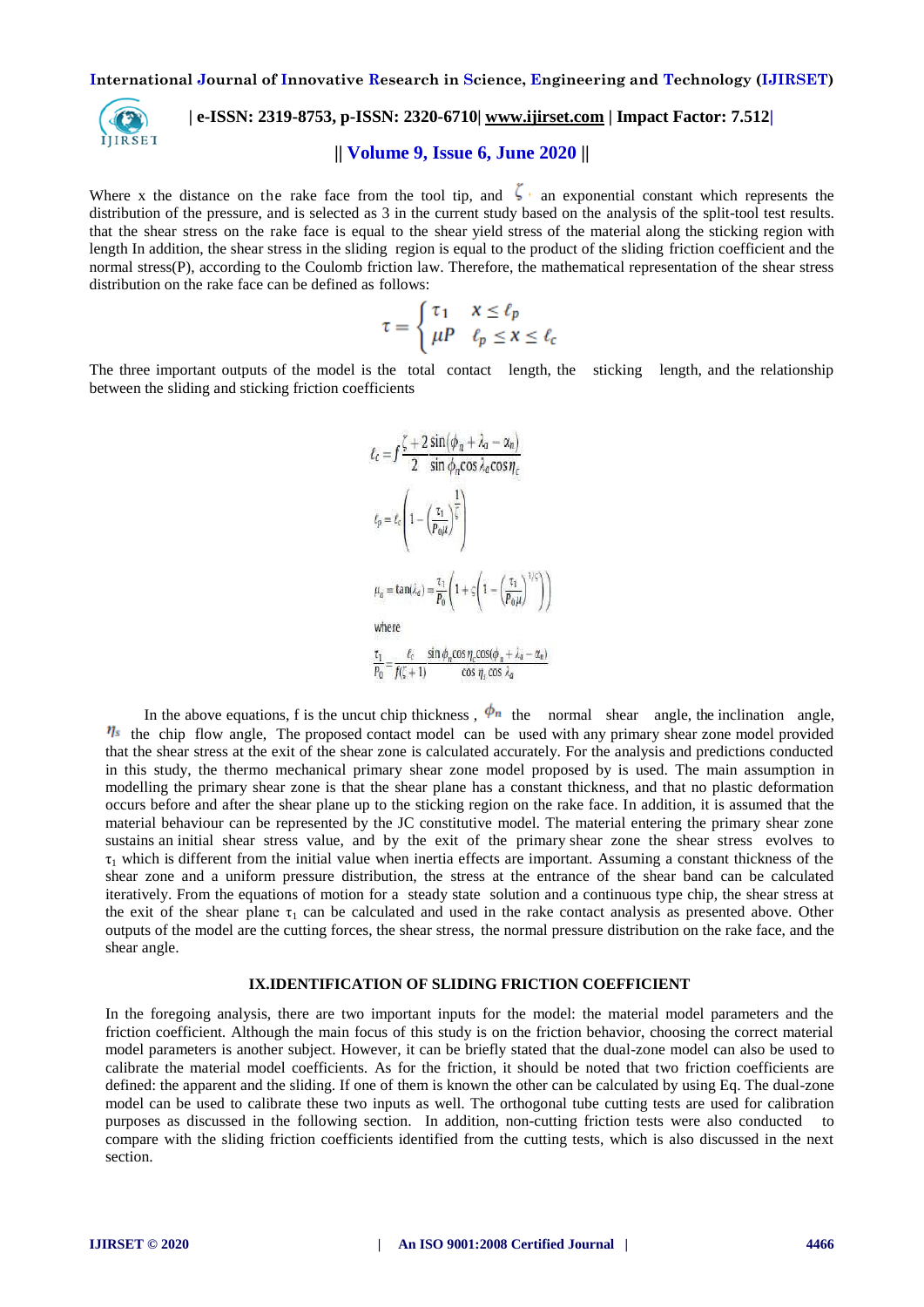Where x the distance on the rake face from the tool tip, and $\zeta$ an exponential constant which represents the distribution of the pressure, and is selected as 3 in the current study based on the analysis of the split-tool test results. that the shear stress on the rake face is equal to the shear yield stress of the material along the sticking region with length In addition, the shear stress in the sliding region is equal to the product of the sliding friction coefficient and the normal stress(P), according to the Coulomb friction law. Therefore, the mathematical representation of the shear stress distribution on the rake face can be defined as follows:

$$\tau = \begin{cases} \tau_1 & x \leq \ell_p \\ \mu P & \ell_p \leq x \leq \ell_c \end{cases}$$

The three important outputs of the model is the total contact length, the sticking length, and the relationship between the sliding and sticking friction coefficients

$$\ell_c = f \frac{\zeta + 2}{2} \frac{\sin(\phi_n + \lambda_a - \alpha_n)}{\sin \phi_n \cos \lambda_a \cos \eta_c}$$

$$\ell_p = \ell_c \left( 1 - \left( \frac{\tau_1}{P_0 \mu} \right)^{\frac{1}{\zeta}} \right)$$

$$\mu_a = \tan(\lambda_a) = \frac{\tau_1}{P_0} \left( 1 + \zeta \left( 1 - \left( \frac{\tau_1}{P_0 \mu} \right)^{1/\zeta} \right) \right)$$

where

$$\frac{\tau_1}{P_0} = \frac{\ell_c}{f(\zeta + 1)} \frac{\sin \phi_n \cos \eta_c \cos(\phi_n + \lambda_a - \alpha_n)}{\cos \eta_c \cos \lambda_a}$$

In the above equations, f is the uncut chip thickness , $\phi_n$ the normal shear angle, the inclination angle, $\eta_s$ the chip flow angle, The proposed contact model can be used with any primary shear zone model provided that the shear stress at the exit of the shear zone is calculated accurately. For the analysis and predictions conducted in this study, the thermo mechanical primary shear zone model proposed by is used. The main assumption in modelling the primary shear zone is that the shear plane has a constant thickness, and that no plastic deformation occurs before and after the shear plane up to the sticking region on the rake face. In addition, it is assumed that the material behaviour can be represented by the JC constitutive model. The material entering the primary shear zone sustains an initial shear stress value, and by the exit of the primary shear zone the shear stress evolves to $\tau_1$ which is different from the initial value when inertia effects are important. Assuming a constant thickness of the shear zone and a uniform pressure distribution, the stress at the entrance of the shear band can be calculated iteratively. From the equations of motion for a steady state solution and a continuous type chip, the shear stress at the exit of the shear plane $\tau_1$ can be calculated and used in the rake contact analysis as presented above. Other outputs of the model are the cutting forces, the shear stress, the normal pressure distribution on the rake face, and the shear angle.

## IX.IDENTIFICATION OF SLIDING FRICTION COEFFICIENT

In the foregoing analysis, there are two important inputs for the model: the material model parameters and the friction coefficient. Although the main focus of this study is on the friction behavior, choosing the correct material model parameters is another subject. However, it can be briefly stated that the dual-zone model can also be used to calibrate the material model coefficients. As for the friction, it should be noted that two friction coefficients are defined: the apparent and the sliding. If one of them is known the other can be calculated by using Eq. The dual-zone model can be used to calibrate these two inputs as well. The orthogonal tube cutting tests are used for calibration purposes as discussed in the following section. In addition, non-cutting friction tests were also conducted to compare with the sliding friction coefficients identified from the cutting tests, which is also discussed in the next section.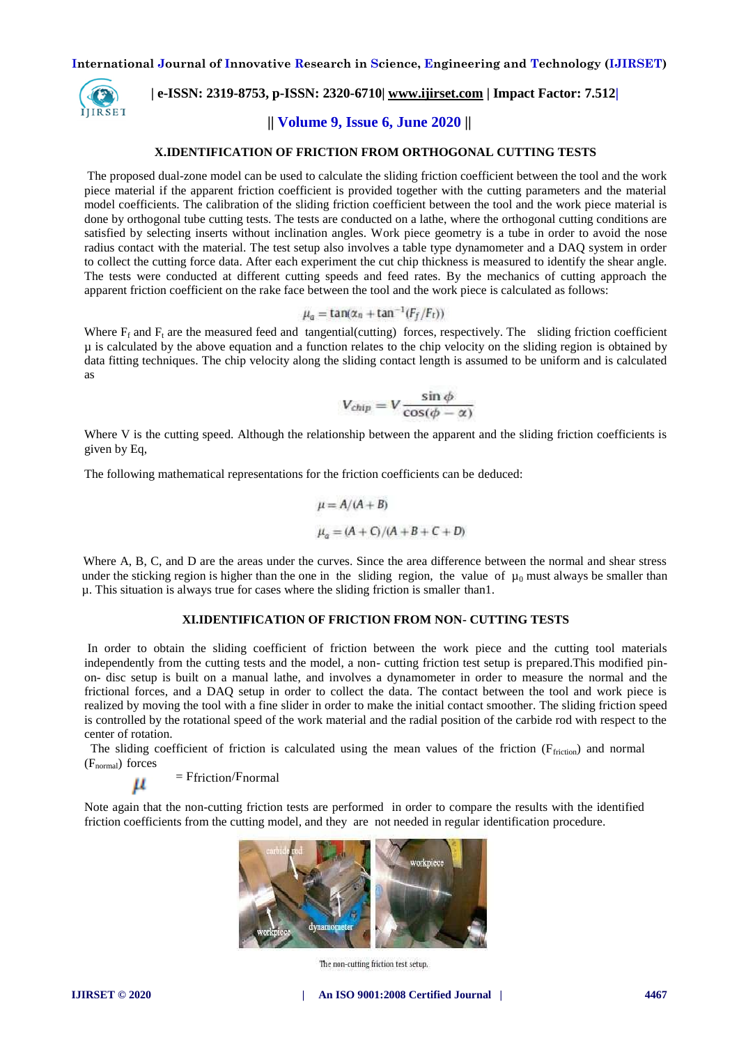## X.IDENTIFICATION OF FRICTION FROM ORTHOGONAL CUTTING TESTS

The proposed dual-zone model can be used to calculate the sliding friction coefficient between the tool and the work piece material if the apparent friction coefficient is provided together with the cutting parameters and the material model coefficients. The calibration of the sliding friction coefficient between the tool and the work piece material is done by orthogonal tube cutting tests. The tests are conducted on a lathe, where the orthogonal cutting conditions are satisfied by selecting inserts without inclination angles. Work piece geometry is a tube in order to avoid the nose radius contact with the material. The test setup also involves a table type dynamometer and a DAQ system in order to collect the cutting force data. After each experiment the cut chip thickness is measured to identify the shear angle. The tests were conducted at different cutting speeds and feed rates. By the mechanics of cutting approach the apparent friction coefficient on the rake face between the tool and the work piece is calculated as follows:

$$\mu_a = \tan(\alpha_n + \tan^{-1}(F_f/F_t))$$

Where $F_f$ and $F_t$ are the measured feed and tangential(cutting) forces, respectively. The sliding friction coefficient μ is calculated by the above equation and a function relates to the chip velocity on the sliding region is obtained by data fitting techniques. The chip velocity along the sliding contact length is assumed to be uniform and is calculated as

$$V_{chip} = V\frac{\sin\phi}{\cos(\phi - \alpha)}$$

Where V is the cutting speed. Although the relationship between the apparent and the sliding friction coefficients is given by Eq,

The following mathematical representations for the friction coefficients can be deduced:

$$\mu = A/(A + B)$$

$$\mu_a = (A + C)/(A + B + C + D)$$

Where A, B, C, and D are the areas under the curves. Since the area difference between the normal and shear stress under the sticking region is higher than the one in the sliding region, the value of $\mu_0$ must always be smaller than μ. This situation is always true for cases where the sliding friction is smaller than1.

## XI.IDENTIFICATION OF FRICTION FROM NON- CUTTING TESTS

In order to obtain the sliding coefficient of friction between the work piece and the cutting tool materials independently from the cutting tests and the model, a non- cutting friction test setup is prepared.This modified pin-on- disc setup is built on a manual lathe, and involves a dynamometer in order to measure the normal and the frictional forces, and a DAQ setup in order to collect the data. The contact between the tool and work piece is realized by moving the tool with a fine slider in order to make the initial contact smoother. The sliding friction speed is controlled by the rotational speed of the work material and the radial position of the carbide rod with respect to the center of rotation.

The sliding coefficient of friction is calculated using the mean values of the friction ($F_{friction}$) and normal ($F_{normal}$) forces

$$\mu = F_{friction}/F_{normal}$$

Note again that the non-cutting friction tests are performed in order to compare the results with the identified friction coefficients from the cutting model, and they are not needed in regular identification procedure.

The non-cutting friction test setup.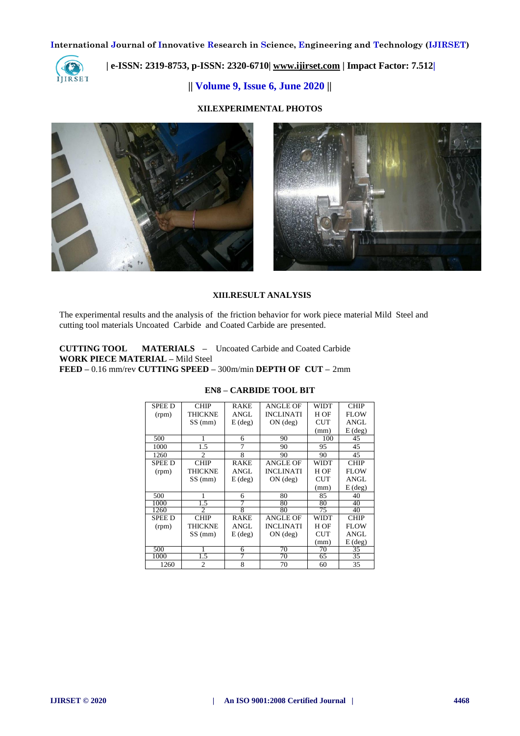## XII.EXPERIMENTAL PHOTOS

## XIII.RESULT ANALYSIS

The experimental results and the analysis of the friction behavior for work piece material Mild Steel and cutting tool materials Uncoated Carbide and Coated Carbide are presented.

**CUTTING TOOL MATERIALS** – Uncoated Carbide and Coated Carbide
**WORK PIECE MATERIAL** – Mild Steel
**FEED** – 0.16 mm/rev **CUTTING SPEED** – 300m/min **DEPTH OF CUT** – 2mm

**EN8 – CARBIDE TOOL BIT**

| SPEE D (rpm) | CHIP THICKNE SS (mm) | RAKE ANGL E (deg) | ANGLE OF INCLINATI ON (deg) | WIDT H OF CUT (mm) | CHIP FLOW ANGL E (deg) |
|---|---|---|---|---|---|
| 500 | 1 | 6 | 90 | 100 | 45 |
| 1000 | 1.5 | 7 | 90 | 95 | 45 |
| 1260 | 2 | 8 | 90 | 90 | 45 |
| SPEE D (rpm) | CHIP THICKNE SS (mm) | RAKE ANGL E (deg) | ANGLE OF INCLINATI ON (deg) | WIDT H OF CUT (mm) | CHIP FLOW ANGL E (deg) |
| 500 | 1 | 6 | 80 | 85 | 40 |
| 1000 | 1.5 | 7 | 80 | 80 | 40 |
| 1260 | 2 | 8 | 80 | 75 | 40 |
| SPEE D (rpm) | CHIP THICKNE SS (mm) | RAKE ANGL E (deg) | ANGLE OF INCLINATI ON (deg) | WIDT H OF CUT (mm) | CHIP FLOW ANGL E (deg) |
| 500 | 1 | 6 | 70 | 70 | 35 |
| 1000 | 1.5 | 7 | 70 | 65 | 35 |
| 1260 | 2 | 8 | 70 | 60 | 35 |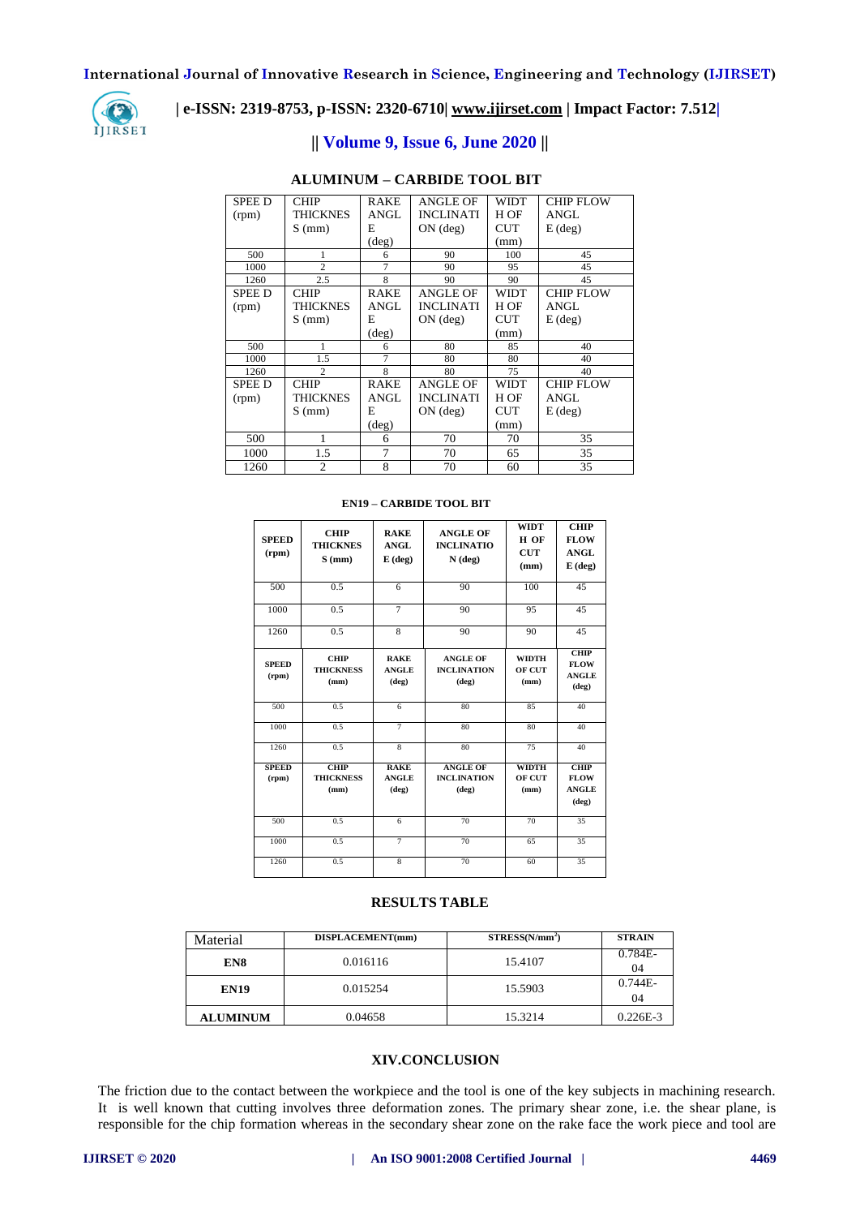### ALUMINUM – CARBIDE TOOL BIT

| SPEE D (rpm) | CHIP THICKNES S (mm) | RAKE ANGL E (deg) | ANGLE OF INCLINATI ON (deg) | WIDT H OF CUT (mm) | CHIP FLOW ANGL E (deg) |
|---|---|---|---|---|---|
| 500 | 1 | 6 | 90 | 100 | 45 |
| 1000 | 2 | 7 | 90 | 95 | 45 |
| 1260 | 2.5 | 8 | 90 | 90 | 45 |
| SPEE D (rpm) | CHIP THICKNES S (mm) | RAKE ANGL E (deg) | ANGLE OF INCLINATI ON (deg) | WIDT H OF CUT (mm) | CHIP FLOW ANGL E (deg) |
| 500 | 1 | 6 | 80 | 85 | 40 |
| 1000 | 1.5 | 7 | 80 | 80 | 40 |
| 1260 | 2 | 8 | 80 | 75 | 40 |
| SPEE D (rpm) | CHIP THICKNES S (mm) | RAKE ANGL E (deg) | ANGLE OF INCLINATI ON (deg) | WIDT H OF CUT (mm) | CHIP FLOW ANGL E (deg) |
| 500 | 1 | 6 | 70 | 70 | 35 |
| 1000 | 1.5 | 7 | 70 | 65 | 35 |
| 1260 | 2 | 8 | 70 | 60 | 35 |

### EN19 – CARBIDE TOOL BIT

| SPEED (rpm) | CHIP THICKNES S (mm) | RAKE ANGL E (deg) | ANGLE OF INCLINATIO N (deg) | WIDT H OF CUT (mm) | CHIP FLOW ANGL E (deg) |
|---|---|---|---|---|---|
| 500 | 0.5 | 6 | 90 | 100 | 45 |
| 1000 | 0.5 | 7 | 90 | 95 | 45 |
| 1260 | 0.5 | 8 | 90 | 90 | 45 |
| SPEED (rpm) | CHIP THICKNESS (mm) | RAKE ANGLE (deg) | ANGLE OF INCLINATION (deg) | WIDTH OF CUT (mm) | CHIP FLOW ANGLE (deg) |
| 500 | 0.5 | 6 | 80 | 85 | 40 |
| 1000 | 0.5 | 7 | 80 | 80 | 40 |
| 1260 | 0.5 | 8 | 80 | 75 | 40 |
| SPEED (rpm) | CHIP THICKNESS (mm) | RAKE ANGLE (deg) | ANGLE OF INCLINATION (deg) | WIDTH OF CUT (mm) | CHIP FLOW ANGLE (deg) |
| 500 | 0.5 | 6 | 70 | 70 | 35 |
| 1000 | 0.5 | 7 | 70 | 65 | 35 |
| 1260 | 0.5 | 8 | 70 | 60 | 35 |

### RESULTS TABLE

| Material | DISPLACEMENT(mm) | STRESS(N/mm$^2$) | STRAIN |
|---|---|---|---|
| **EN8** | 0.016116 | 15.4107 | 0.784E-04 |
| **EN19** | 0.015254 | 15.5903 | 0.744E-04 |
| **ALUMINUM** | 0.04658 | 15.3214 | 0.226E-3 |

## XIV.CONCLUSION

The friction due to the contact between the workpiece and the tool is one of the key subjects in machining research. It is well known that cutting involves three deformation zones. The primary shear zone, i.e. the shear plane, is responsible for the chip formation whereas in the secondary shear zone on the rake face the work piece and tool are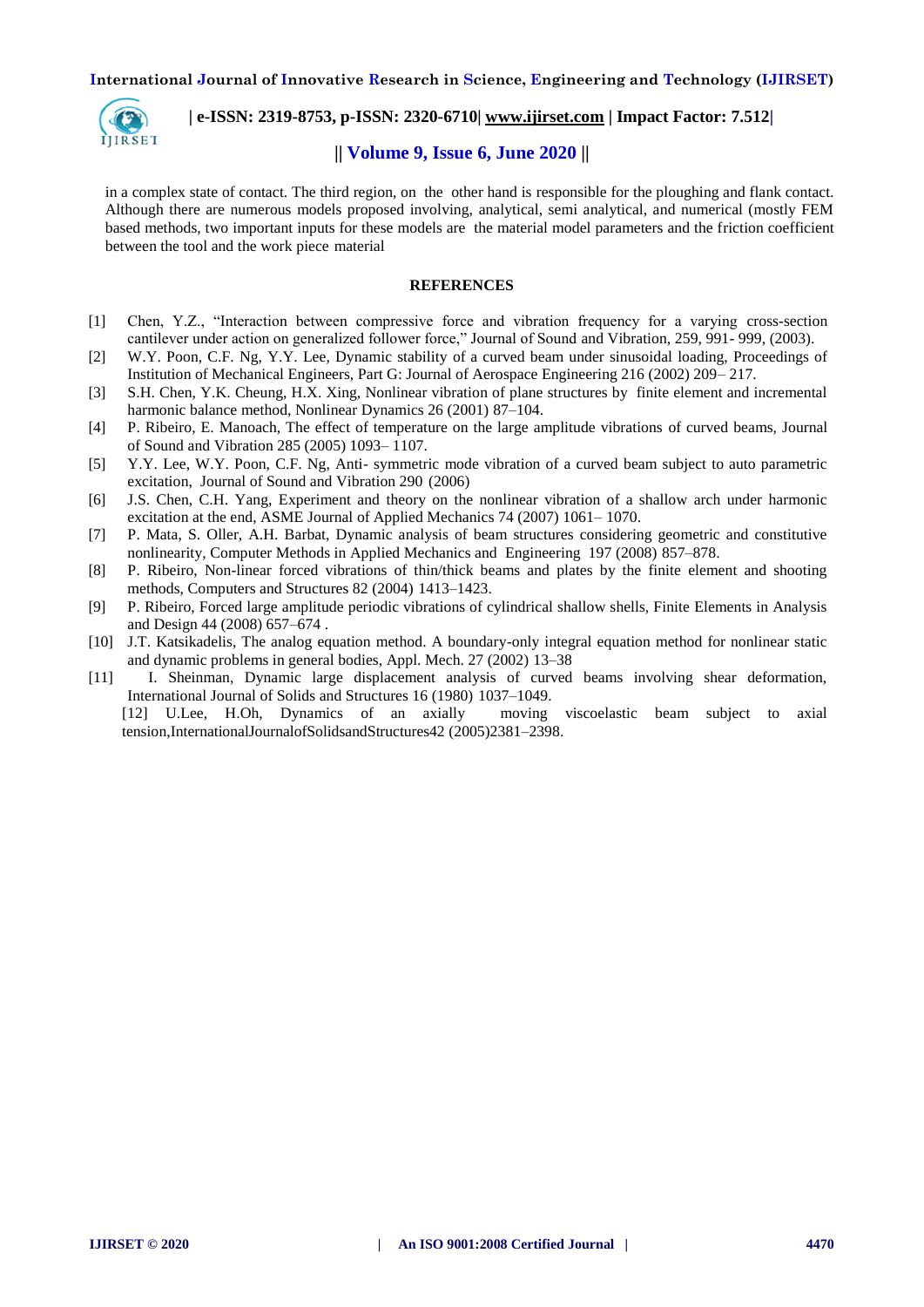in a complex state of contact. The third region, on the other hand is responsible for the ploughing and flank contact. Although there are numerous models proposed involving, analytical, semi analytical, and numerical (mostly FEM based methods, two important inputs for these models are the material model parameters and the friction coefficient between the tool and the work piece material

## REFERENCES

[1] Chen, Y.Z., "Interaction between compressive force and vibration frequency for a varying cross-section cantilever under action on generalized follower force," Journal of Sound and Vibration, 259, 991- 999, (2003).

[2] W.Y. Poon, C.F. Ng, Y.Y. Lee, Dynamic stability of a curved beam under sinusoidal loading, Proceedings of Institution of Mechanical Engineers, Part G: Journal of Aerospace Engineering 216 (2002) 209– 217.

[3] S.H. Chen, Y.K. Cheung, H.X. Xing, Nonlinear vibration of plane structures by finite element and incremental harmonic balance method, Nonlinear Dynamics 26 (2001) 87–104.

[4] P. Ribeiro, E. Manoach, The effect of temperature on the large amplitude vibrations of curved beams, Journal of Sound and Vibration 285 (2005) 1093– 1107.

[5] Y.Y. Lee, W.Y. Poon, C.F. Ng, Anti- symmetric mode vibration of a curved beam subject to auto parametric excitation, Journal of Sound and Vibration 290 (2006)

[6] J.S. Chen, C.H. Yang, Experiment and theory on the nonlinear vibration of a shallow arch under harmonic excitation at the end, ASME Journal of Applied Mechanics 74 (2007) 1061– 1070.

[7] P. Mata, S. Oller, A.H. Barbat, Dynamic analysis of beam structures considering geometric and constitutive nonlinearity, Computer Methods in Applied Mechanics and Engineering 197 (2008) 857–878.

[8] P. Ribeiro, Non-linear forced vibrations of thin/thick beams and plates by the finite element and shooting methods, Computers and Structures 82 (2004) 1413–1423.

[9] P. Ribeiro, Forced large amplitude periodic vibrations of cylindrical shallow shells, Finite Elements in Analysis and Design 44 (2008) 657–674 .

[10] J.T. Katsikadelis, The analog equation method. A boundary-only integral equation method for nonlinear static and dynamic problems in general bodies, Appl. Mech. 27 (2002) 13–38

[11] I. Sheinman, Dynamic large displacement analysis of curved beams involving shear deformation, International Journal of Solids and Structures 16 (1980) 1037–1049.

[12] U.Lee, H.Oh, Dynamics of an axially moving viscoelastic beam subject to axial tension,InternationalJournalofSolidsandStructures42 (2005)2381–2398.